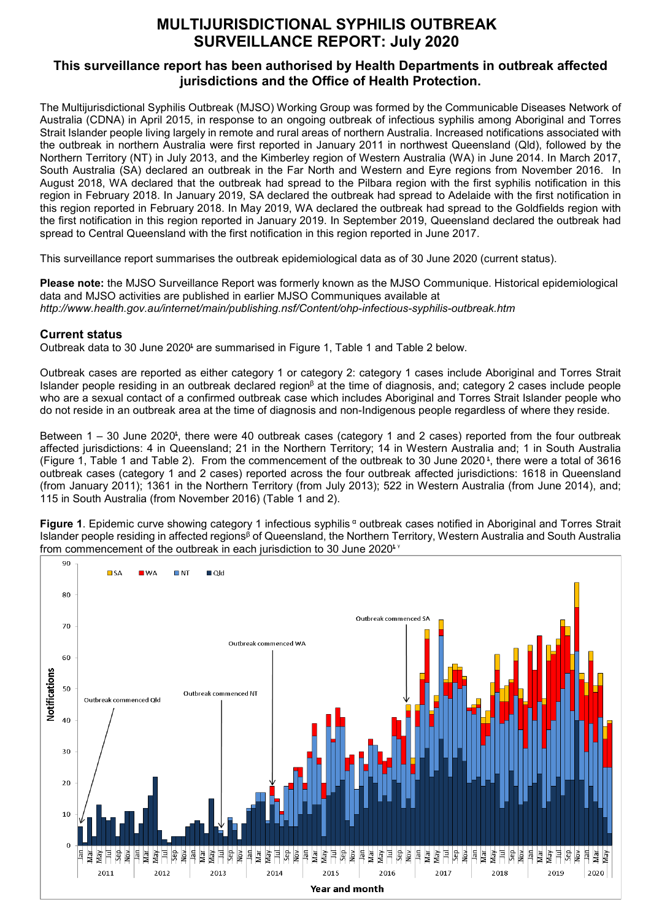# MULTIJURISDICTIONAL SYPHILIS OUTBREAK SURVEILLANCE REPORT: July 2020

## This surveillance report has been authorised by Health Departments in outbreak affected jurisdictions and the Office of Health Protection.

The Multijurisdictional Syphilis Outbreak (MJSO) Working Group was formed by the Communicable Diseases Network of Australia (CDNA) in April 2015, in response to an ongoing outbreak of infectious syphilis among Aboriginal and Torres Strait Islander people living largely in remote and rural areas of northern Australia. Increased notifications associated with the outbreak in northern Australia were first reported in January 2011 in northwest Queensland (Qld), followed by the Northern Territory (NT) in July 2013, and the Kimberley region of Western Australia (WA) in June 2014. In March 2017, South Australia (SA) declared an outbreak in the Far North and Western and Eyre regions from November 2016. In August 2018, WA declared that the outbreak had spread to the Pilbara region with the first syphilis notification in this region in February 2018. In January 2019, SA declared the outbreak had spread to Adelaide with the first notification in this region reported in February 2018. In May 2019, WA declared the outbreak had spread to the Goldfields region with the first notification in this region reported in January 2019. In September 2019, Queensland declared the outbreak had spread to Central Queensland with the first notification in this region reported in June 2017.

This surveillance report summarises the outbreak epidemiological data as of 30 June 2020 (current status).

**Please note:** the MJSO Surveillance Report was formerly known as the MJSO Communique. Historical epidemiological data and MJSO activities are published in earlier MJSO Communiques available at *http://www.health.gov.au/internet/main/publishing.nsf/Content/ohp-infectious-syphilis-outbreak.htm*

### Current status

Outbreak data to 30 June 2020[ŧ] are summarised in Figure 1, Table 1 and Table 2 below.

Outbreak cases are reported as either category 1 or category 2: category 1 cases include Aboriginal and Torres Strait Islander people residing in an outbreak declared region[β] at the time of diagnosis, and; category 2 cases include people who are a sexual contact of a confirmed outbreak case which includes Aboriginal and Torres Strait Islander people who do not reside in an outbreak area at the time of diagnosis and non-Indigenous people regardless of where they reside.

Between 1 – 30 June 2020[ŧ], there were 40 outbreak cases (category 1 and 2 cases) reported from the four outbreak affected jurisdictions: 4 in Queensland; 21 in the Northern Territory; 14 in Western Australia and; 1 in South Australia (Figure 1, Table 1 and Table 2). From the commencement of the outbreak to 30 June 2020[ŧ], there were a total of 3616 outbreak cases (category 1 and 2 cases) reported across the four outbreak affected jurisdictions: 1618 in Queensland (from January 2011); 1361 in the Northern Territory (from July 2013); 522 in Western Australia (from June 2014), and; 115 in South Australia (from November 2016) (Table 1 and 2).

**Figure 1**. Epidemic curve showing category 1 infectious syphilis[α] outbreak cases notified in Aboriginal and Torres Strait Islander people residing in affected regions[β] of Queensland, the Northern Territory, Western Australia and South Australia from commencement of the outbreak in each jurisdiction to 30 June 2020[ŧ γ]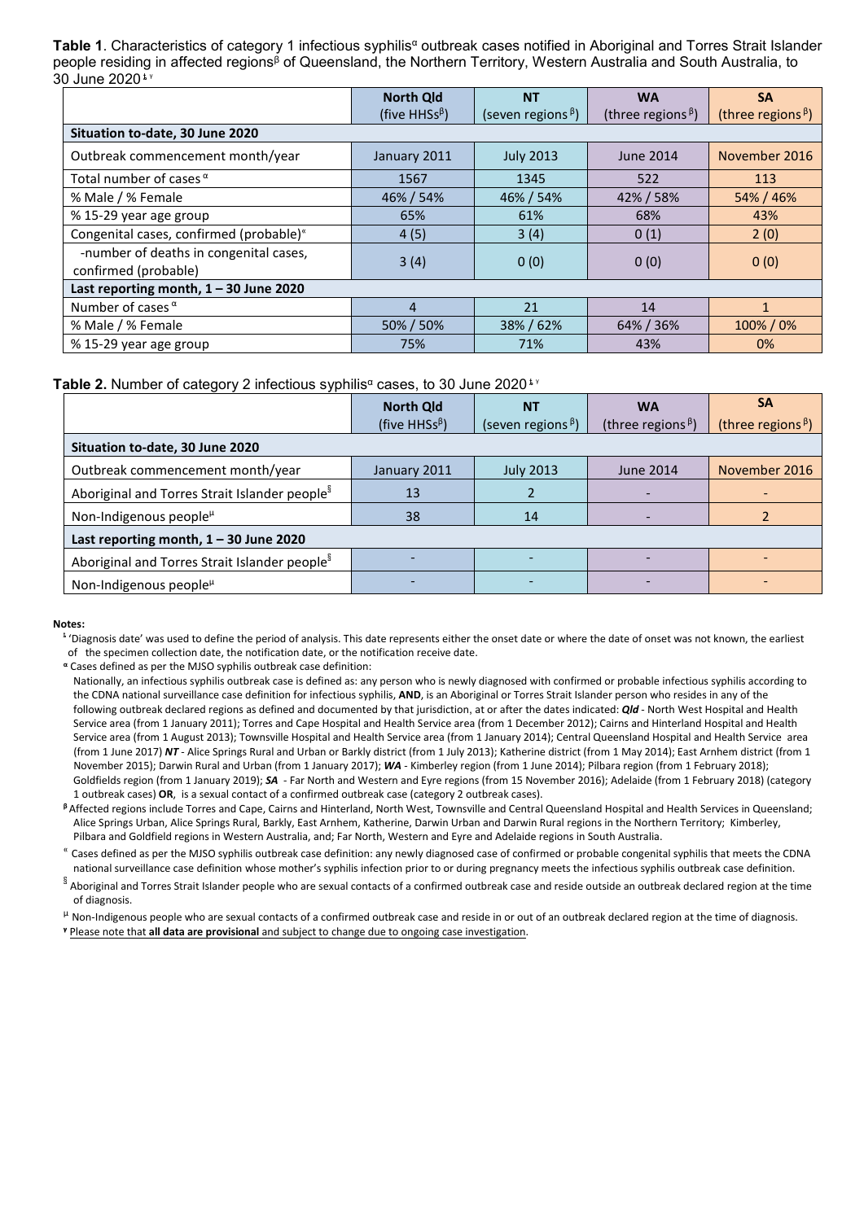**Table 1**. Characteristics of category 1 infectious syphilis[α] outbreak cases notified in Aboriginal and Torres Strait Islander people residing in affected regions[β] of Queensland, the Northern Territory, Western Australia and South Australia, to 30 June 2020[Ł ४]

| | **North Qld** (five HHSs[β]) | **NT** (seven regions[β]) | **WA** (three regions[β]) | **SA** (three regions[β]) |
|---|---|---|---|---|
| **Situation to-date, 30 June 2020** | | | | |
| Outbreak commencement month/year | January 2011 | July 2013 | June 2014 | November 2016 |
| Total number of cases[α] | 1567 | 1345 | 522 | 113 |
| % Male / % Female | 46% / 54% | 46% / 54% | 42% / 58% | 54% / 46% |
| % 15-29 year age group | 65% | 61% | 68% | 43% |
| Congenital cases, confirmed (probable)[«] | 4 (5) | 3 (4) | 0 (1) | 2 (0) |
| -number of deaths in congenital cases, confirmed (probable) | 3 (4) | 0 (0) | 0 (0) | 0 (0) |
| **Last reporting month, 1 – 30 June 2020** | | | | |
| Number of cases[α] | 4 | 21 | 14 | 1 |
| % Male / % Female | 50% / 50% | 38% / 62% | 64% / 36% | 100% / 0% |
| % 15-29 year age group | 75% | 71% | 43% | 0% |

**Table 2.** Number of category 2 infectious syphilis[α] cases, to 30 June 2020[Ł ४]

| | **North Qld** (five HHSs[β]) | **NT** (seven regions[β]) | **WA** (three regions[β]) | **SA** (three regions[β]) |
|---|---|---|---|---|
| **Situation to-date, 30 June 2020** | | | | |
| Outbreak commencement month/year | January 2011 | July 2013 | June 2014 | November 2016 |
| Aboriginal and Torres Strait Islander people[§] | 13 | 2 | - | - |
| Non-Indigenous people[µ] | 38 | 14 | - | 2 |
| **Last reporting month, 1 – 30 June 2020** | | | | |
| Aboriginal and Torres Strait Islander people[§] | - | - | - | - |
| Non-Indigenous people[µ] | - | - | - | - |

**Notes:**

[Ł] 'Diagnosis date' was used to define the period of analysis. This date represents either the onset date or where the date of onset was not known, the earliest of the specimen collection date, the notification date, or the notification receive date.

[α] Cases defined as per the MJSO syphilis outbreak case definition:
Nationally, an infectious syphilis outbreak case is defined as: any person who is newly diagnosed with confirmed or probable infectious syphilis according to the CDNA national surveillance case definition for infectious syphilis, **AND**, is an Aboriginal or Torres Strait Islander person who resides in any of the following outbreak declared regions as defined and documented by that jurisdiction, at or after the dates indicated: ***Qld*** - North West Hospital and Health Service area (from 1 January 2011); Torres and Cape Hospital and Health Service area (from 1 December 2012); Cairns and Hinterland Hospital and Health Service area (from 1 August 2013); Townsville Hospital and Health Service area (from 1 January 2014); Central Queensland Hospital and Health Service area (from 1 June 2017) ***NT*** - Alice Springs Rural and Urban or Barkly district (from 1 July 2013); Katherine district (from 1 May 2014); East Arnhem district (from 1 November 2015); Darwin Rural and Urban (from 1 January 2017); ***WA*** - Kimberley region (from 1 June 2014); Pilbara region (from 1 February 2018); Goldfields region (from 1 January 2019); ***SA*** - Far North and Western and Eyre regions (from 15 November 2016); Adelaide (from 1 February 2018) (category 1 outbreak cases) **OR**, is a sexual contact of a confirmed outbreak case (category 2 outbreak cases).

[β] Affected regions include Torres and Cape, Cairns and Hinterland, North West, Townsville and Central Queensland Hospital and Health Services in Queensland; Alice Springs Urban, Alice Springs Rural, Barkly, East Arnhem, Katherine, Darwin Urban and Darwin Rural regions in the Northern Territory; Kimberley, Pilbara and Goldfield regions in Western Australia, and; Far North, Western and Eyre and Adelaide regions in South Australia.

[«] Cases defined as per the MJSO syphilis outbreak case definition: any newly diagnosed case of confirmed or probable congenital syphilis that meets the CDNA national surveillance case definition whose mother's syphilis infection prior to or during pregnancy meets the infectious syphilis outbreak case definition.

[§] Aboriginal and Torres Strait Islander people who are sexual contacts of a confirmed outbreak case and reside outside an outbreak declared region at the time of diagnosis.

[µ] Non-Indigenous people who are sexual contacts of a confirmed outbreak case and reside in or out of an outbreak declared region at the time of diagnosis.

[४] Please note that **all data are provisional** and subject to change due to ongoing case investigation.